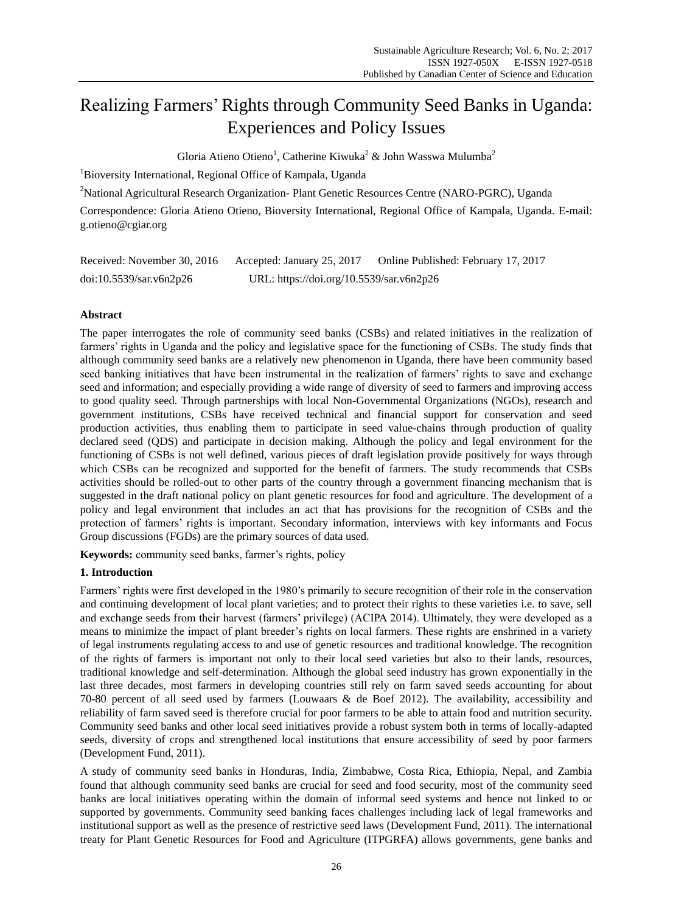# Realizing Farmers' Rights through Community Seed Banks in Uganda: Experiences and Policy Issues

Gloria Atieno Otieno[1], Catherine Kiwuka[2] & John Wasswa Mulumba[2]

[1]Bioversity International, Regional Office of Kampala, Uganda

[2]National Agricultural Research Organization- Plant Genetic Resources Centre (NARO-PGRC), Uganda

Correspondence: Gloria Atieno Otieno, Bioversity International, Regional Office of Kampala, Uganda. E-mail: g.otieno@cgiar.org

Received: November 30, 2016  Accepted: January 25, 2017  Online Published: February 17, 2017

doi:10.5539/sar.v6n2p26  URL: https://doi.org/10.5539/sar.v6n2p26

## Abstract

The paper interrogates the role of community seed banks (CSBs) and related initiatives in the realization of farmers' rights in Uganda and the policy and legislative space for the functioning of CSBs. The study finds that although community seed banks are a relatively new phenomenon in Uganda, there have been community based seed banking initiatives that have been instrumental in the realization of farmers' rights to save and exchange seed and information; and especially providing a wide range of diversity of seed to farmers and improving access to good quality seed. Through partnerships with local Non-Governmental Organizations (NGOs), research and government institutions, CSBs have received technical and financial support for conservation and seed production activities, thus enabling them to participate in seed value-chains through production of quality declared seed (QDS) and participate in decision making. Although the policy and legal environment for the functioning of CSBs is not well defined, various pieces of draft legislation provide positively for ways through which CSBs can be recognized and supported for the benefit of farmers. The study recommends that CSBs activities should be rolled-out to other parts of the country through a government financing mechanism that is suggested in the draft national policy on plant genetic resources for food and agriculture. The development of a policy and legal environment that includes an act that has provisions for the recognition of CSBs and the protection of farmers' rights is important. Secondary information, interviews with key informants and Focus Group discussions (FGDs) are the primary sources of data used.

**Keywords:** community seed banks, farmer's rights, policy

## 1. Introduction

Farmers' rights were first developed in the 1980's primarily to secure recognition of their role in the conservation and continuing development of local plant varieties; and to protect their rights to these varieties i.e. to save, sell and exchange seeds from their harvest (farmers' privilege) (ACIPA 2014). Ultimately, they were developed as a means to minimize the impact of plant breeder's rights on local farmers. These rights are enshrined in a variety of legal instruments regulating access to and use of genetic resources and traditional knowledge. The recognition of the rights of farmers is important not only to their local seed varieties but also to their lands, resources, traditional knowledge and self-determination. Although the global seed industry has grown exponentially in the last three decades, most farmers in developing countries still rely on farm saved seeds accounting for about 70-80 percent of all seed used by farmers (Louwaars & de Boef 2012). The availability, accessibility and reliability of farm saved seed is therefore crucial for poor farmers to be able to attain food and nutrition security. Community seed banks and other local seed initiatives provide a robust system both in terms of locally-adapted seeds, diversity of crops and strengthened local institutions that ensure accessibility of seed by poor farmers (Development Fund, 2011).

A study of community seed banks in Honduras, India, Zimbabwe, Costa Rica, Ethiopia, Nepal, and Zambia found that although community seed banks are crucial for seed and food security, most of the community seed banks are local initiatives operating within the domain of informal seed systems and hence not linked to or supported by governments. Community seed banking faces challenges including lack of legal frameworks and institutional support as well as the presence of restrictive seed laws (Development Fund, 2011). The international treaty for Plant Genetic Resources for Food and Agriculture (ITPGRFA) allows governments, gene banks and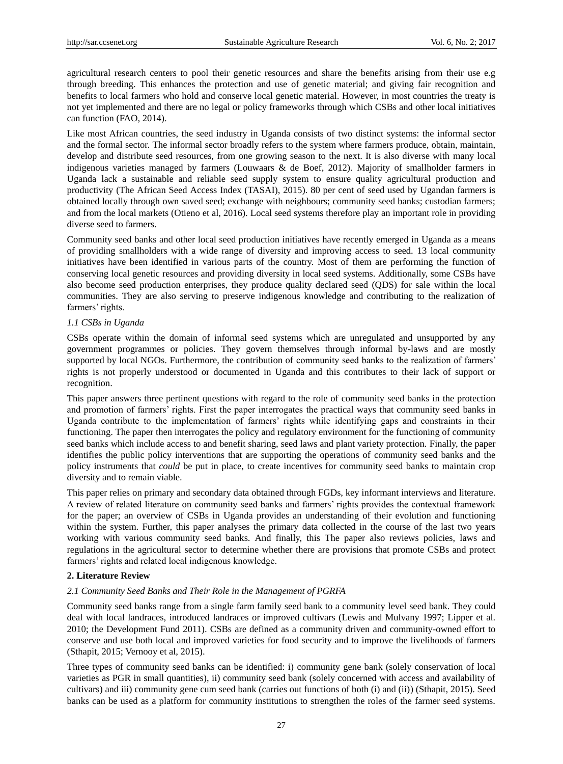agricultural research centers to pool their genetic resources and share the benefits arising from their use e.g through breeding. This enhances the protection and use of genetic material; and giving fair recognition and benefits to local farmers who hold and conserve local genetic material. However, in most countries the treaty is not yet implemented and there are no legal or policy frameworks through which CSBs and other local initiatives can function (FAO, 2014).

Like most African countries, the seed industry in Uganda consists of two distinct systems: the informal sector and the formal sector. The informal sector broadly refers to the system where farmers produce, obtain, maintain, develop and distribute seed resources, from one growing season to the next. It is also diverse with many local indigenous varieties managed by farmers (Louwaars & de Boef, 2012). Majority of smallholder farmers in Uganda lack a sustainable and reliable seed supply system to ensure quality agricultural production and productivity (The African Seed Access Index (TASAI), 2015). 80 per cent of seed used by Ugandan farmers is obtained locally through own saved seed; exchange with neighbours; community seed banks; custodian farmers; and from the local markets (Otieno et al, 2016). Local seed systems therefore play an important role in providing diverse seed to farmers.

Community seed banks and other local seed production initiatives have recently emerged in Uganda as a means of providing smallholders with a wide range of diversity and improving access to seed. 13 local community initiatives have been identified in various parts of the country. Most of them are performing the function of conserving local genetic resources and providing diversity in local seed systems. Additionally, some CSBs have also become seed production enterprises, they produce quality declared seed (QDS) for sale within the local communities. They are also serving to preserve indigenous knowledge and contributing to the realization of farmers' rights.

### *1.1 CSBs in Uganda*

CSBs operate within the domain of informal seed systems which are unregulated and unsupported by any government programmes or policies. They govern themselves through informal by-laws and are mostly supported by local NGOs. Furthermore, the contribution of community seed banks to the realization of farmers' rights is not properly understood or documented in Uganda and this contributes to their lack of support or recognition.

This paper answers three pertinent questions with regard to the role of community seed banks in the protection and promotion of farmers' rights. First the paper interrogates the practical ways that community seed banks in Uganda contribute to the implementation of farmers' rights while identifying gaps and constraints in their functioning. The paper then interrogates the policy and regulatory environment for the functioning of community seed banks which include access to and benefit sharing, seed laws and plant variety protection. Finally, the paper identifies the public policy interventions that are supporting the operations of community seed banks and the policy instruments that *could* be put in place, to create incentives for community seed banks to maintain crop diversity and to remain viable.

This paper relies on primary and secondary data obtained through FGDs, key informant interviews and literature. A review of related literature on community seed banks and farmers' rights provides the contextual framework for the paper; an overview of CSBs in Uganda provides an understanding of their evolution and functioning within the system. Further, this paper analyses the primary data collected in the course of the last two years working with various community seed banks. And finally, this The paper also reviews policies, laws and regulations in the agricultural sector to determine whether there are provisions that promote CSBs and protect farmers' rights and related local indigenous knowledge.

## 2. Literature Review

### *2.1 Community Seed Banks and Their Role in the Management of PGRFA*

Community seed banks range from a single farm family seed bank to a community level seed bank. They could deal with local landraces, introduced landraces or improved cultivars (Lewis and Mulvany 1997; Lipper et al. 2010; the Development Fund 2011). CSBs are defined as a community driven and community-owned effort to conserve and use both local and improved varieties for food security and to improve the livelihoods of farmers (Sthapit, 2015; Vernooy et al, 2015).

Three types of community seed banks can be identified: i) community gene bank (solely conservation of local varieties as PGR in small quantities), ii) community seed bank (solely concerned with access and availability of cultivars) and iii) community gene cum seed bank (carries out functions of both (i) and (ii)) (Sthapit, 2015). Seed banks can be used as a platform for community institutions to strengthen the roles of the farmer seed systems.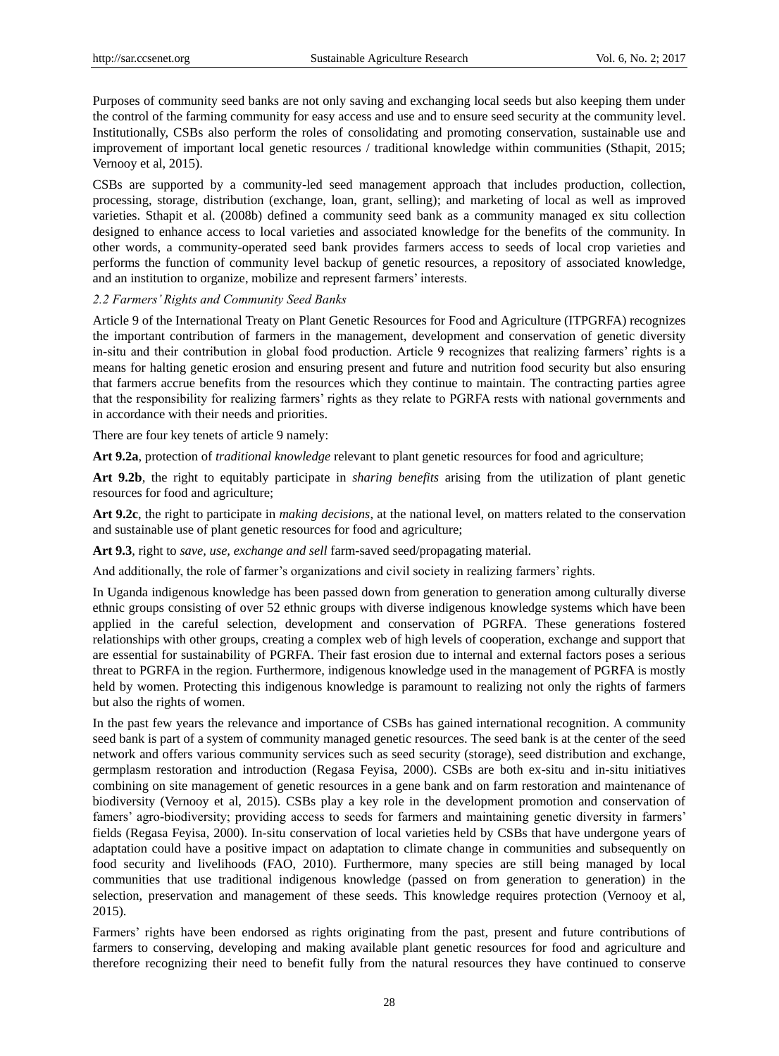Purposes of community seed banks are not only saving and exchanging local seeds but also keeping them under the control of the farming community for easy access and use and to ensure seed security at the community level. Institutionally, CSBs also perform the roles of consolidating and promoting conservation, sustainable use and improvement of important local genetic resources / traditional knowledge within communities (Sthapit, 2015; Vernooy et al, 2015).

CSBs are supported by a community-led seed management approach that includes production, collection, processing, storage, distribution (exchange, loan, grant, selling); and marketing of local as well as improved varieties. Sthapit et al. (2008b) defined a community seed bank as a community managed ex situ collection designed to enhance access to local varieties and associated knowledge for the benefits of the community. In other words, a community-operated seed bank provides farmers access to seeds of local crop varieties and performs the function of community level backup of genetic resources, a repository of associated knowledge, and an institution to organize, mobilize and represent farmers' interests.

### *2.2 Farmers' Rights and Community Seed Banks*

Article 9 of the International Treaty on Plant Genetic Resources for Food and Agriculture (ITPGRFA) recognizes the important contribution of farmers in the management, development and conservation of genetic diversity in-situ and their contribution in global food production. Article 9 recognizes that realizing farmers' rights is a means for halting genetic erosion and ensuring present and future and nutrition food security but also ensuring that farmers accrue benefits from the resources which they continue to maintain. The contracting parties agree that the responsibility for realizing farmers' rights as they relate to PGRFA rests with national governments and in accordance with their needs and priorities.

There are four key tenets of article 9 namely:

**Art 9.2a**, protection of *traditional knowledge* relevant to plant genetic resources for food and agriculture;

**Art 9.2b**, the right to equitably participate in *sharing benefits* arising from the utilization of plant genetic resources for food and agriculture;

**Art 9.2c**, the right to participate in *making decisions*, at the national level, on matters related to the conservation and sustainable use of plant genetic resources for food and agriculture;

**Art 9.3**, right to *save, use, exchange and sell* farm-saved seed/propagating material.

And additionally, the role of farmer's organizations and civil society in realizing farmers' rights.

In Uganda indigenous knowledge has been passed down from generation to generation among culturally diverse ethnic groups consisting of over 52 ethnic groups with diverse indigenous knowledge systems which have been applied in the careful selection, development and conservation of PGRFA. These generations fostered relationships with other groups, creating a complex web of high levels of cooperation, exchange and support that are essential for sustainability of PGRFA. Their fast erosion due to internal and external factors poses a serious threat to PGRFA in the region. Furthermore, indigenous knowledge used in the management of PGRFA is mostly held by women. Protecting this indigenous knowledge is paramount to realizing not only the rights of farmers but also the rights of women.

In the past few years the relevance and importance of CSBs has gained international recognition. A community seed bank is part of a system of community managed genetic resources. The seed bank is at the center of the seed network and offers various community services such as seed security (storage), seed distribution and exchange, germplasm restoration and introduction (Regasa Feyisa, 2000). CSBs are both ex-situ and in-situ initiatives combining on site management of genetic resources in a gene bank and on farm restoration and maintenance of biodiversity (Vernooy et al, 2015). CSBs play a key role in the development promotion and conservation of famers' agro-biodiversity; providing access to seeds for farmers and maintaining genetic diversity in farmers' fields (Regasa Feyisa, 2000). In-situ conservation of local varieties held by CSBs that have undergone years of adaptation could have a positive impact on adaptation to climate change in communities and subsequently on food security and livelihoods (FAO, 2010). Furthermore, many species are still being managed by local communities that use traditional indigenous knowledge (passed on from generation to generation) in the selection, preservation and management of these seeds. This knowledge requires protection (Vernooy et al, 2015).

Farmers' rights have been endorsed as rights originating from the past, present and future contributions of farmers to conserving, developing and making available plant genetic resources for food and agriculture and therefore recognizing their need to benefit fully from the natural resources they have continued to conserve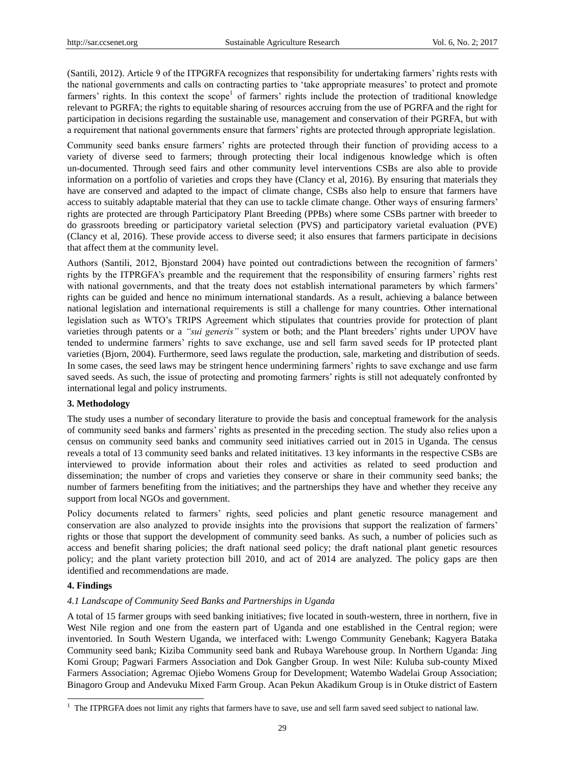(Santili, 2012). Article 9 of the ITPGRFA recognizes that responsibility for undertaking farmers' rights rests with the national governments and calls on contracting parties to 'take appropriate measures' to protect and promote farmers' rights. In this context the scope[1] of farmers' rights include the protection of traditional knowledge relevant to PGRFA; the rights to equitable sharing of resources accruing from the use of PGRFA and the right for participation in decisions regarding the sustainable use, management and conservation of their PGRFA, but with a requirement that national governments ensure that farmers' rights are protected through appropriate legislation.

Community seed banks ensure farmers' rights are protected through their function of providing access to a variety of diverse seed to farmers; through protecting their local indigenous knowledge which is often un-documented. Through seed fairs and other community level interventions CSBs are also able to provide information on a portfolio of varieties and crops they have (Clancy et al, 2016). By ensuring that materials they have are conserved and adapted to the impact of climate change, CSBs also help to ensure that farmers have access to suitably adaptable material that they can use to tackle climate change. Other ways of ensuring farmers' rights are protected are through Participatory Plant Breeding (PPBs) where some CSBs partner with breeder to do grassroots breeding or participatory varietal selection (PVS) and participatory varietal evaluation (PVE) (Clancy et al, 2016). These provide access to diverse seed; it also ensures that farmers participate in decisions that affect them at the community level.

Authors (Santili, 2012, Bjonstard 2004) have pointed out contradictions between the recognition of farmers' rights by the ITPRGFA's preamble and the requirement that the responsibility of ensuring farmers' rights rest with national governments, and that the treaty does not establish international parameters by which farmers' rights can be guided and hence no minimum international standards. As a result, achieving a balance between national legislation and international requirements is still a challenge for many countries. Other international legislation such as WTO's TRIPS Agreement which stipulates that countries provide for protection of plant varieties through patents or a *"sui generis"* system or both; and the Plant breeders' rights under UPOV have tended to undermine farmers' rights to save exchange, use and sell farm saved seeds for IP protected plant varieties (Bjorn, 2004). Furthermore, seed laws regulate the production, sale, marketing and distribution of seeds. In some cases, the seed laws may be stringent hence undermining farmers' rights to save exchange and use farm saved seeds. As such, the issue of protecting and promoting farmers' rights is still not adequately confronted by international legal and policy instruments.

## 3. Methodology

The study uses a number of secondary literature to provide the basis and conceptual framework for the analysis of community seed banks and farmers' rights as presented in the preceding section. The study also relies upon a census on community seed banks and community seed initiatives carried out in 2015 in Uganda. The census reveals a total of 13 community seed banks and related inititatives. 13 key informants in the respective CSBs are interviewed to provide information about their roles and activities as related to seed production and dissemination; the number of crops and varieties they conserve or share in their community seed banks; the number of farmers benefiting from the initiatives; and the partnerships they have and whether they receive any support from local NGOs and government.

Policy documents related to farmers' rights, seed policies and plant genetic resource management and conservation are also analyzed to provide insights into the provisions that support the realization of farmers' rights or those that support the development of community seed banks. As such, a number of policies such as access and benefit sharing policies; the draft national seed policy; the draft national plant genetic resources policy; and the plant variety protection bill 2010, and act of 2014 are analyzed. The policy gaps are then identified and recommendations are made.

## 4. Findings

### *4.1 Landscape of Community Seed Banks and Partnerships in Uganda*

A total of 15 farmer groups with seed banking initiatives; five located in south-western, three in northern, five in West Nile region and one from the eastern part of Uganda and one established in the Central region; were inventoried. In South Western Uganda, we interfaced with: Lwengo Community Genebank; Kagyera Bataka Community seed bank; Kiziba Community seed bank and Rubaya Warehouse group. In Northern Uganda: Jing Komi Group; Pagwari Farmers Association and Dok Gangber Group. In west Nile: Kuluba sub-county Mixed Farmers Association; Agremac Ojiebo Womens Group for Development; Watembo Wadelai Group Association; Binagoro Group and Andevuku Mixed Farm Group. Acan Pekun Akadikum Group is in Otuke district of Eastern

---

[1] The ITPRGFA does not limit any rights that farmers have to save, use and sell farm saved seed subject to national law.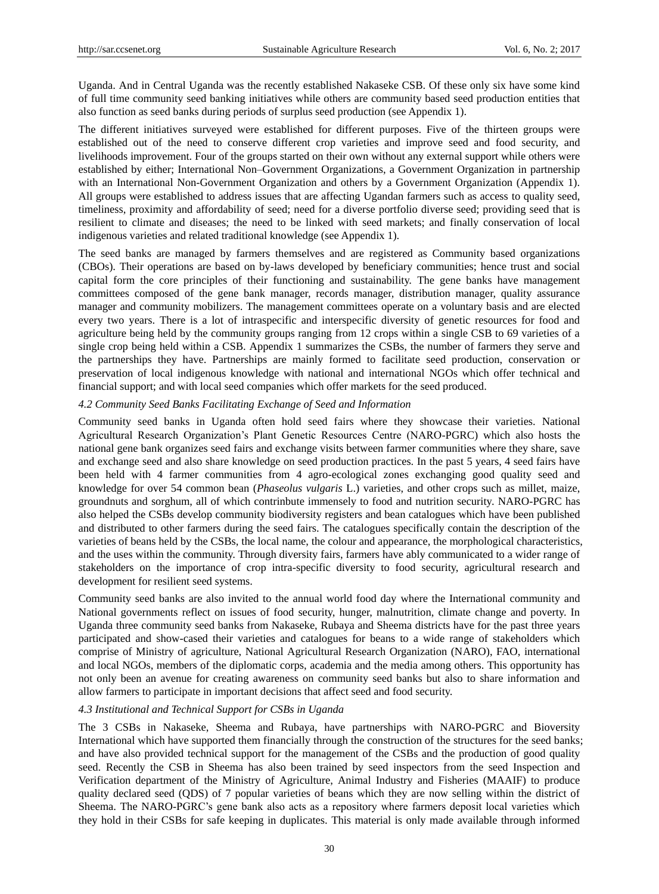Uganda. And in Central Uganda was the recently established Nakaseke CSB. Of these only six have some kind of full time community seed banking initiatives while others are community based seed production entities that also function as seed banks during periods of surplus seed production (see Appendix 1).

The different initiatives surveyed were established for different purposes. Five of the thirteen groups were established out of the need to conserve different crop varieties and improve seed and food security, and livelihoods improvement. Four of the groups started on their own without any external support while others were established by either; International Non–Government Organizations, a Government Organization in partnership with an International Non-Government Organization and others by a Government Organization (Appendix 1). All groups were established to address issues that are affecting Ugandan farmers such as access to quality seed, timeliness, proximity and affordability of seed; need for a diverse portfolio diverse seed; providing seed that is resilient to climate and diseases; the need to be linked with seed markets; and finally conservation of local indigenous varieties and related traditional knowledge (see Appendix 1).

The seed banks are managed by farmers themselves and are registered as Community based organizations (CBOs). Their operations are based on by-laws developed by beneficiary communities; hence trust and social capital form the core principles of their functioning and sustainability. The gene banks have management committees composed of the gene bank manager, records manager, distribution manager, quality assurance manager and community mobilizers. The management committees operate on a voluntary basis and are elected every two years. There is a lot of intraspecific and interspecific diversity of genetic resources for food and agriculture being held by the community groups ranging from 12 crops within a single CSB to 69 varieties of a single crop being held within a CSB. Appendix 1 summarizes the CSBs, the number of farmers they serve and the partnerships they have. Partnerships are mainly formed to facilitate seed production, conservation or preservation of local indigenous knowledge with national and international NGOs which offer technical and financial support; and with local seed companies which offer markets for the seed produced.

### *4.2 Community Seed Banks Facilitating Exchange of Seed and Information*

Community seed banks in Uganda often hold seed fairs where they showcase their varieties. National Agricultural Research Organization's Plant Genetic Resources Centre (NARO-PGRC) which also hosts the national gene bank organizes seed fairs and exchange visits between farmer communities where they share, save and exchange seed and also share knowledge on seed production practices. In the past 5 years, 4 seed fairs have been held with 4 farmer communities from 4 agro-ecological zones exchanging good quality seed and knowledge for over 54 common bean (*Phaseolus vulgaris* L.) varieties, and other crops such as millet, maize, groundnuts and sorghum, all of which contrinbute immensely to food and nutrition security. NARO-PGRC has also helped the CSBs develop community biodiversity registers and bean catalogues which have been published and distributed to other farmers during the seed fairs. The catalogues specifically contain the description of the varieties of beans held by the CSBs, the local name, the colour and appearance, the morphological characteristics, and the uses within the community. Through diversity fairs, farmers have ably communicated to a wider range of stakeholders on the importance of crop intra-specific diversity to food security, agricultural research and development for resilient seed systems.

Community seed banks are also invited to the annual world food day where the International community and National governments reflect on issues of food security, hunger, malnutrition, climate change and poverty. In Uganda three community seed banks from Nakaseke, Rubaya and Sheema districts have for the past three years participated and show-cased their varieties and catalogues for beans to a wide range of stakeholders which comprise of Ministry of agriculture, National Agricultural Research Organization (NARO), FAO, international and local NGOs, members of the diplomatic corps, academia and the media among others. This opportunity has not only been an avenue for creating awareness on community seed banks but also to share information and allow farmers to participate in important decisions that affect seed and food security.

### *4.3 Institutional and Technical Support for CSBs in Uganda*

The 3 CSBs in Nakaseke, Sheema and Rubaya, have partnerships with NARO-PGRC and Bioversity International which have supported them financially through the construction of the structures for the seed banks; and have also provided technical support for the management of the CSBs and the production of good quality seed. Recently the CSB in Sheema has also been trained by seed inspectors from the seed Inspection and Verification department of the Ministry of Agriculture, Animal Industry and Fisheries (MAAIF) to produce quality declared seed (QDS) of 7 popular varieties of beans which they are now selling within the district of Sheema. The NARO-PGRC's gene bank also acts as a repository where farmers deposit local varieties which they hold in their CSBs for safe keeping in duplicates. This material is only made available through informed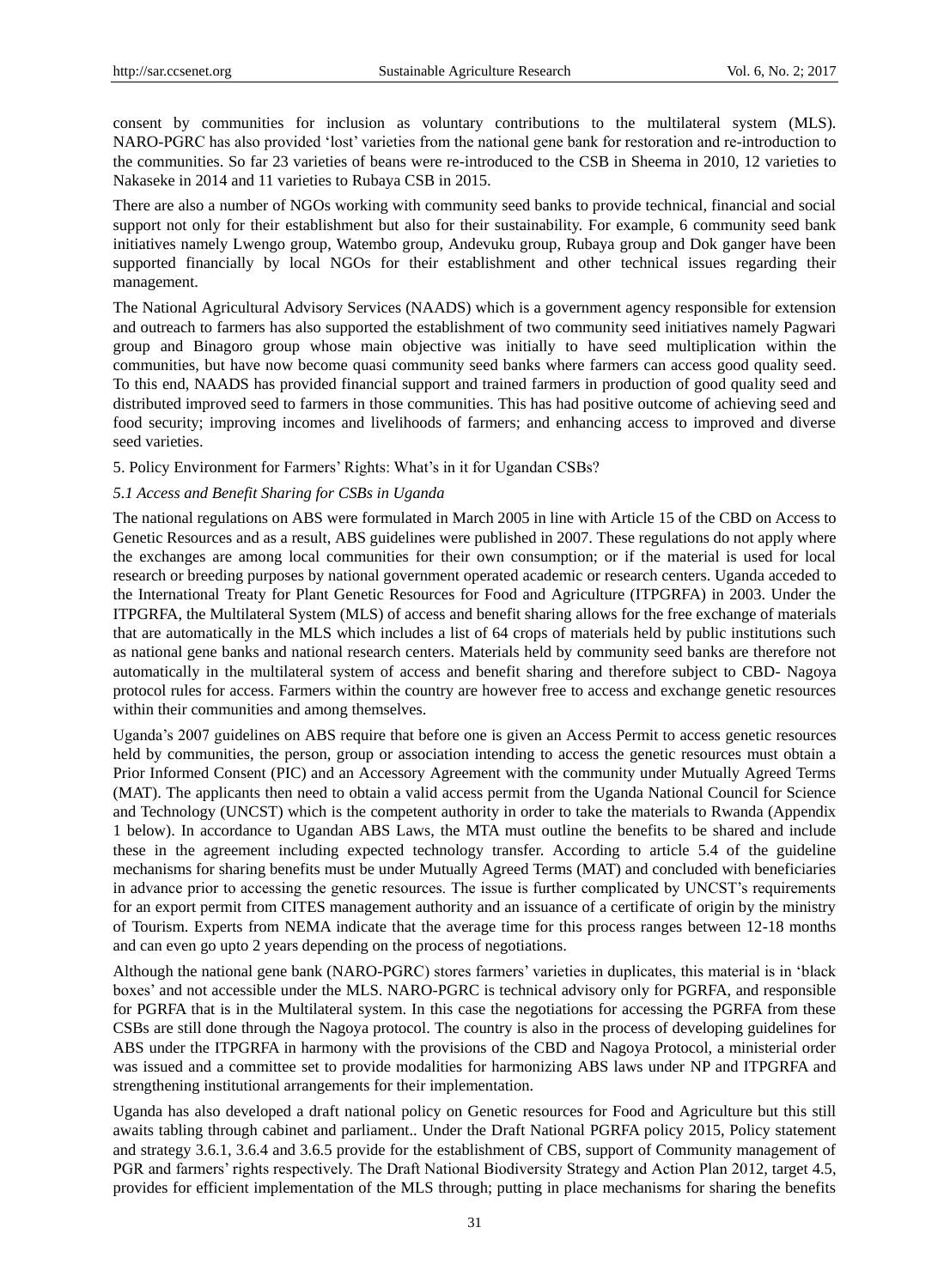consent by communities for inclusion as voluntary contributions to the multilateral system (MLS). NARO-PGRC has also provided 'lost' varieties from the national gene bank for restoration and re-introduction to the communities. So far 23 varieties of beans were re-introduced to the CSB in Sheema in 2010, 12 varieties to Nakaseke in 2014 and 11 varieties to Rubaya CSB in 2015.

There are also a number of NGOs working with community seed banks to provide technical, financial and social support not only for their establishment but also for their sustainability. For example, 6 community seed bank initiatives namely Lwengo group, Watembo group, Andevuku group, Rubaya group and Dok ganger have been supported financially by local NGOs for their establishment and other technical issues regarding their management.

The National Agricultural Advisory Services (NAADS) which is a government agency responsible for extension and outreach to farmers has also supported the establishment of two community seed initiatives namely Pagwari group and Binagoro group whose main objective was initially to have seed multiplication within the communities, but have now become quasi community seed banks where farmers can access good quality seed. To this end, NAADS has provided financial support and trained farmers in production of good quality seed and distributed improved seed to farmers in those communities. This has had positive outcome of achieving seed and food security; improving incomes and livelihoods of farmers; and enhancing access to improved and diverse seed varieties.

## 5. Policy Environment for Farmers' Rights: What's in it for Ugandan CSBs?

### *5.1 Access and Benefit Sharing for CSBs in Uganda*

The national regulations on ABS were formulated in March 2005 in line with Article 15 of the CBD on Access to Genetic Resources and as a result, ABS guidelines were published in 2007. These regulations do not apply where the exchanges are among local communities for their own consumption; or if the material is used for local research or breeding purposes by national government operated academic or research centers. Uganda acceded to the International Treaty for Plant Genetic Resources for Food and Agriculture (ITPGRFA) in 2003. Under the ITPGRFA, the Multilateral System (MLS) of access and benefit sharing allows for the free exchange of materials that are automatically in the MLS which includes a list of 64 crops of materials held by public institutions such as national gene banks and national research centers. Materials held by community seed banks are therefore not automatically in the multilateral system of access and benefit sharing and therefore subject to CBD- Nagoya protocol rules for access. Farmers within the country are however free to access and exchange genetic resources within their communities and among themselves.

Uganda's 2007 guidelines on ABS require that before one is given an Access Permit to access genetic resources held by communities, the person, group or association intending to access the genetic resources must obtain a Prior Informed Consent (PIC) and an Accessory Agreement with the community under Mutually Agreed Terms (MAT). The applicants then need to obtain a valid access permit from the Uganda National Council for Science and Technology (UNCST) which is the competent authority in order to take the materials to Rwanda (Appendix 1 below). In accordance to Ugandan ABS Laws, the MTA must outline the benefits to be shared and include these in the agreement including expected technology transfer. According to article 5.4 of the guideline mechanisms for sharing benefits must be under Mutually Agreed Terms (MAT) and concluded with beneficiaries in advance prior to accessing the genetic resources. The issue is further complicated by UNCST's requirements for an export permit from CITES management authority and an issuance of a certificate of origin by the ministry of Tourism. Experts from NEMA indicate that the average time for this process ranges between 12-18 months and can even go upto 2 years depending on the process of negotiations.

Although the national gene bank (NARO-PGRC) stores farmers' varieties in duplicates, this material is in 'black boxes' and not accessible under the MLS. NARO-PGRC is technical advisory only for PGRFA, and responsible for PGRFA that is in the Multilateral system. In this case the negotiations for accessing the PGRFA from these CSBs are still done through the Nagoya protocol. The country is also in the process of developing guidelines for ABS under the ITPGRFA in harmony with the provisions of the CBD and Nagoya Protocol, a ministerial order was issued and a committee set to provide modalities for harmonizing ABS laws under NP and ITPGRFA and strengthening institutional arrangements for their implementation.

Uganda has also developed a draft national policy on Genetic resources for Food and Agriculture but this still awaits tabling through cabinet and parliament.. Under the Draft National PGRFA policy 2015, Policy statement and strategy 3.6.1, 3.6.4 and 3.6.5 provide for the establishment of CBS, support of Community management of PGR and farmers' rights respectively. The Draft National Biodiversity Strategy and Action Plan 2012, target 4.5, provides for efficient implementation of the MLS through; putting in place mechanisms for sharing the benefits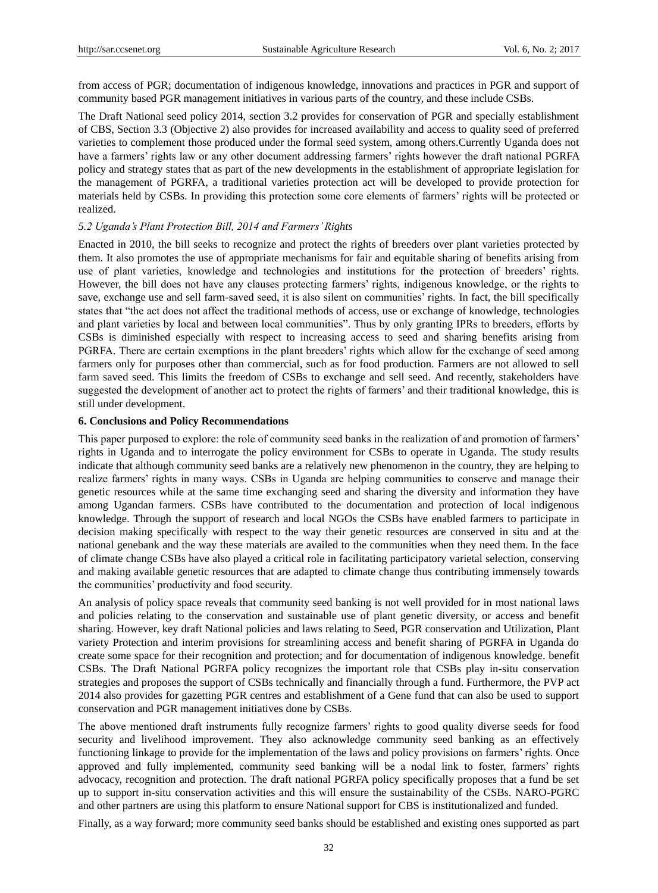from access of PGR; documentation of indigenous knowledge, innovations and practices in PGR and support of community based PGR management initiatives in various parts of the country, and these include CSBs.

The Draft National seed policy 2014, section 3.2 provides for conservation of PGR and specially establishment of CBS, Section 3.3 (Objective 2) also provides for increased availability and access to quality seed of preferred varieties to complement those produced under the formal seed system, among others.Currently Uganda does not have a farmers' rights law or any other document addressing farmers' rights however the draft national PGRFA policy and strategy states that as part of the new developments in the establishment of appropriate legislation for the management of PGRFA, a traditional varieties protection act will be developed to provide protection for materials held by CSBs. In providing this protection some core elements of farmers' rights will be protected or realized.

### *5.2 Uganda's Plant Protection Bill, 2014 and Farmers' Rights*

Enacted in 2010, the bill seeks to recognize and protect the rights of breeders over plant varieties protected by them. It also promotes the use of appropriate mechanisms for fair and equitable sharing of benefits arising from use of plant varieties, knowledge and technologies and institutions for the protection of breeders' rights. However, the bill does not have any clauses protecting farmers' rights, indigenous knowledge, or the rights to save, exchange use and sell farm-saved seed, it is also silent on communities' rights. In fact, the bill specifically states that "the act does not affect the traditional methods of access, use or exchange of knowledge, technologies and plant varieties by local and between local communities". Thus by only granting IPRs to breeders, efforts by CSBs is diminished especially with respect to increasing access to seed and sharing benefits arising from PGRFA. There are certain exemptions in the plant breeders' rights which allow for the exchange of seed among farmers only for purposes other than commercial, such as for food production. Farmers are not allowed to sell farm saved seed. This limits the freedom of CSBs to exchange and sell seed. And recently, stakeholders have suggested the development of another act to protect the rights of farmers' and their traditional knowledge, this is still under development.

## **6. Conclusions and Policy Recommendations**

This paper purposed to explore: the role of community seed banks in the realization of and promotion of farmers' rights in Uganda and to interrogate the policy environment for CSBs to operate in Uganda. The study results indicate that although community seed banks are a relatively new phenomenon in the country, they are helping to realize farmers' rights in many ways. CSBs in Uganda are helping communities to conserve and manage their genetic resources while at the same time exchanging seed and sharing the diversity and information they have among Ugandan farmers. CSBs have contributed to the documentation and protection of local indigenous knowledge. Through the support of research and local NGOs the CSBs have enabled farmers to participate in decision making specifically with respect to the way their genetic resources are conserved in situ and at the national genebank and the way these materials are availed to the communities when they need them. In the face of climate change CSBs have also played a critical role in facilitating participatory varietal selection, conserving and making available genetic resources that are adapted to climate change thus contributing immensely towards the communities' productivity and food security.

An analysis of policy space reveals that community seed banking is not well provided for in most national laws and policies relating to the conservation and sustainable use of plant genetic diversity, or access and benefit sharing. However, key draft National policies and laws relating to Seed, PGR conservation and Utilization, Plant variety Protection and interim provisions for streamlining access and benefit sharing of PGRFA in Uganda do create some space for their recognition and protection; and for documentation of indigenous knowledge. benefit CSBs. The Draft National PGRFA policy recognizes the important role that CSBs play in-situ conservation strategies and proposes the support of CSBs technically and financially through a fund. Furthermore, the PVP act 2014 also provides for gazetting PGR centres and establishment of a Gene fund that can also be used to support conservation and PGR management initiatives done by CSBs.

The above mentioned draft instruments fully recognize farmers' rights to good quality diverse seeds for food security and livelihood improvement. They also acknowledge community seed banking as an effectively functioning linkage to provide for the implementation of the laws and policy provisions on farmers' rights. Once approved and fully implemented, community seed banking will be a nodal link to foster, farmers' rights advocacy, recognition and protection. The draft national PGRFA policy specifically proposes that a fund be set up to support in-situ conservation activities and this will ensure the sustainability of the CSBs. NARO-PGRC and other partners are using this platform to ensure National support for CBS is institutionalized and funded.

Finally, as a way forward; more community seed banks should be established and existing ones supported as part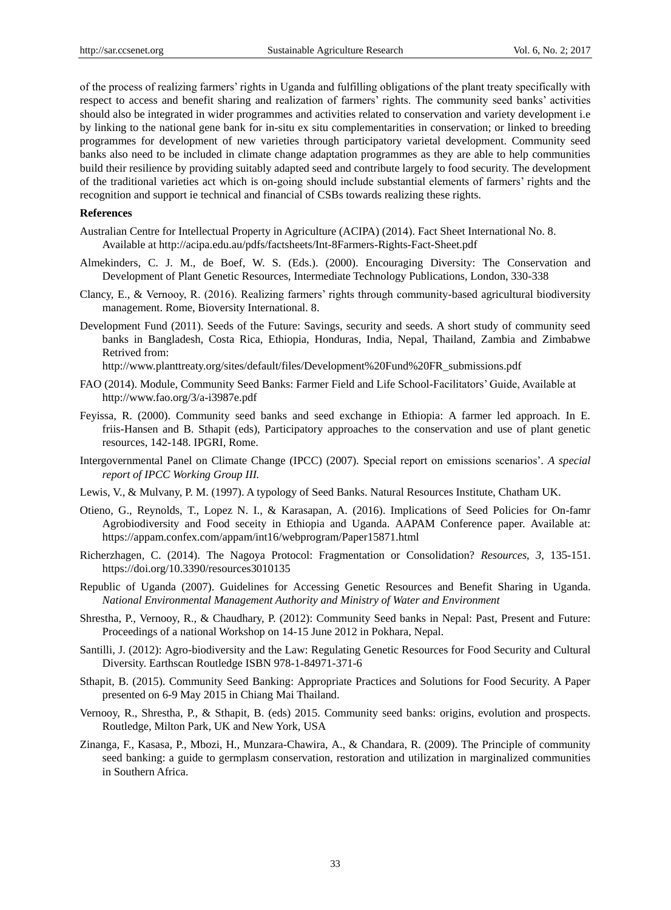of the process of realizing farmers' rights in Uganda and fulfilling obligations of the plant treaty specifically with respect to access and benefit sharing and realization of farmers' rights. The community seed banks' activities should also be integrated in wider programmes and activities related to conservation and variety development i.e by linking to the national gene bank for in-situ ex situ complementarities in conservation; or linked to breeding programmes for development of new varieties through participatory varietal development. Community seed banks also need to be included in climate change adaptation programmes as they are able to help communities build their resilience by providing suitably adapted seed and contribute largely to food security. The development of the traditional varieties act which is on-going should include substantial elements of farmers' rights and the recognition and support ie technical and financial of CSBs towards realizing these rights.

**References**

Australian Centre for Intellectual Property in Agriculture (ACIPA) (2014). Fact Sheet International No. 8. Available at http://acipa.edu.au/pdfs/factsheets/Int-8Farmers-Rights-Fact-Sheet.pdf

Almekinders, C. J. M., de Boef, W. S. (Eds.). (2000). Encouraging Diversity: The Conservation and Development of Plant Genetic Resources, Intermediate Technology Publications, London, 330-338

Clancy, E., & Vernooy, R. (2016). Realizing farmers' rights through community-based agricultural biodiversity management. Rome, Bioversity International. 8.

Development Fund (2011). Seeds of the Future: Savings, security and seeds. A short study of community seed banks in Bangladesh, Costa Rica, Ethiopia, Honduras, India, Nepal, Thailand, Zambia and Zimbabwe Retrived from: http://www.planttreaty.org/sites/default/files/Development%20Fund%20FR_submissions.pdf

FAO (2014). Module, Community Seed Banks: Farmer Field and Life School-Facilitators' Guide, Available at http://www.fao.org/3/a-i3987e.pdf

Feyissa, R. (2000). Community seed banks and seed exchange in Ethiopia: A farmer led approach. In E. friis-Hansen and B. Sthapit (eds), Participatory approaches to the conservation and use of plant genetic resources, 142-148. IPGRI, Rome.

Intergovernmental Panel on Climate Change (IPCC) (2007). Special report on emissions scenarios'. *A special report of IPCC Working Group III.*

Lewis, V., & Mulvany, P. M. (1997). A typology of Seed Banks. Natural Resources Institute, Chatham UK.

Otieno, G., Reynolds, T., Lopez N. I., & Karasapan, A. (2016). Implications of Seed Policies for On-famr Agrobiodiversity and Food seceity in Ethiopia and Uganda. AAPAM Conference paper. Available at: https://appam.confex.com/appam/int16/webprogram/Paper15871.html

Richerzhagen, C. (2014). The Nagoya Protocol: Fragmentation or Consolidation? *Resources*, *3*, 135-151. https://doi.org/10.3390/resources3010135

Republic of Uganda (2007). Guidelines for Accessing Genetic Resources and Benefit Sharing in Uganda. *National Environmental Management Authority and Ministry of Water and Environment*

Shrestha, P., Vernooy, R., & Chaudhary, P. (2012): Community Seed banks in Nepal: Past, Present and Future: Proceedings of a national Workshop on 14-15 June 2012 in Pokhara, Nepal.

Santilli, J. (2012): Agro-biodiversity and the Law: Regulating Genetic Resources for Food Security and Cultural Diversity. Earthscan Routledge ISBN 978-1-84971-371-6

Sthapit, B. (2015). Community Seed Banking: Appropriate Practices and Solutions for Food Security. A Paper presented on 6-9 May 2015 in Chiang Mai Thailand.

Vernooy, R., Shrestha, P., & Sthapit, B. (eds) 2015. Community seed banks: origins, evolution and prospects. Routledge, Milton Park, UK and New York, USA

Zinanga, F., Kasasa, P., Mbozi, H., Munzara-Chawira, A., & Chandara, R. (2009). The Principle of community seed banking: a guide to germplasm conservation, restoration and utilization in marginalized communities in Southern Africa.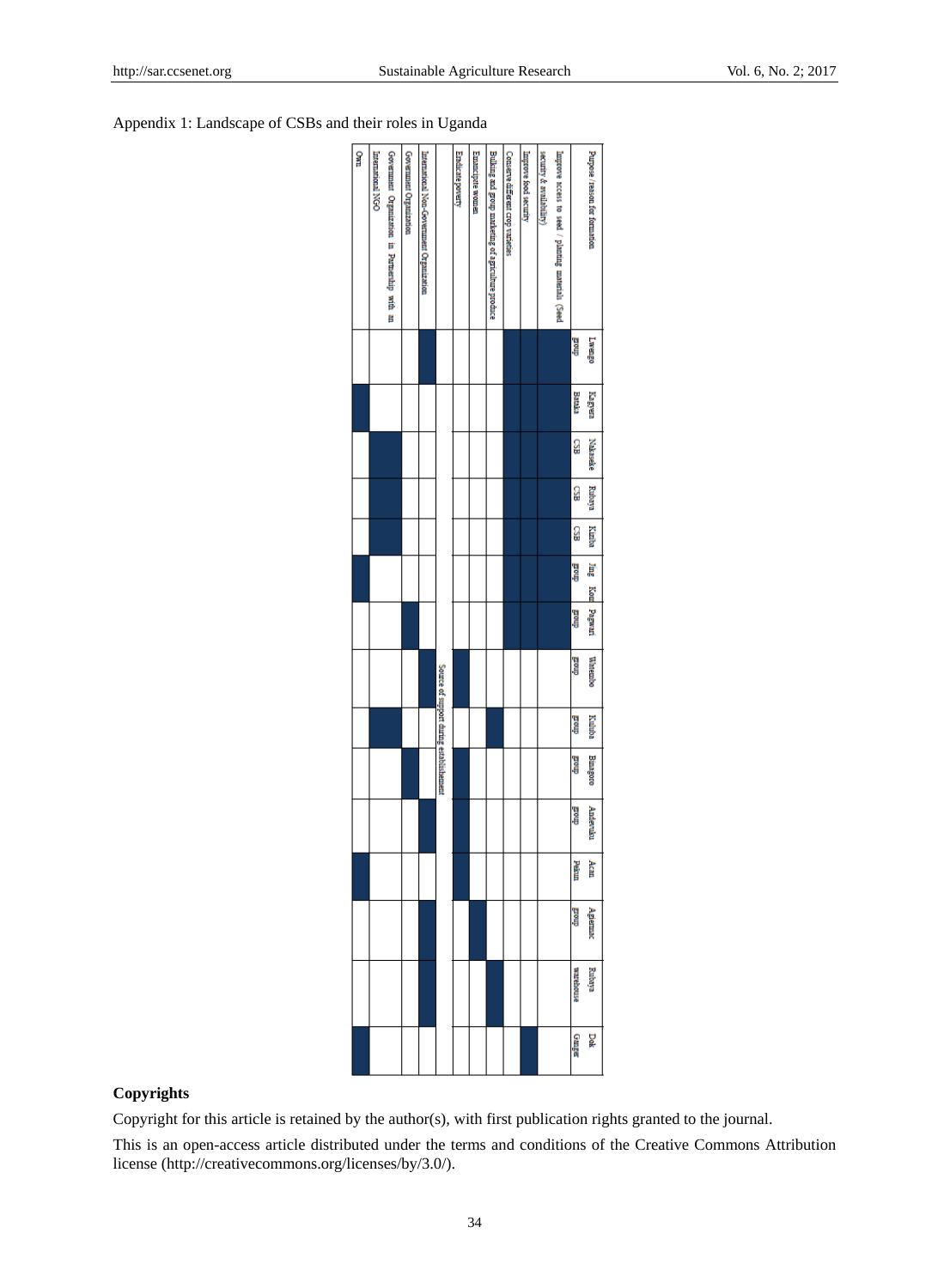Appendix 1: Landscape of CSBs and their roles in Uganda

| Purpose /reason for formation | Lwengo group | Kagyera Bataka | Nakaseke CSB | Rubaya CSB | Kiziba CSB | Jing Kom group | Pagwari group | Watembo group | Kuluba group | Binagoro group | Andevuku group | Acan Pekun | Agiemaic group | Rubaya warehouse | Dok Gangar |
|---|---|---|---|---|---|---|---|---|---|---|---|---|---|---|---|
| Improve access to seed / planting materials (Seed security & availability) | X | X | X | X | X | X | X | | | | | | | | |
| Improve food security | X | X | X | X | X | X | X | | | | | | | | X |
| Conserve different crop varieties | X | X | X | X | X | X | X | | | | | | | | |
| Bulking and group marketing of agriculture produce | | | | | | | | | X | | | | | X | |
| Emancipate women | | | | | | | | | | | | | X | | |
| Eradicate poverty | | | | | | | | X | | X | X | X | | | |
| Source of support during establishment | | | | | | | | | | | | | | | |
| International Non-Government Organization | X | | | | | | | X | | | X | | X | X | |
| Government Organization | | | | | | | X | | | X | | | | | |
| Government Organization in Partnership with an International NGO | | | X | X | X | | | | X | | | | | | |
| Own | | X | | | | X | | | | | | X | | | X |

**Copyrights**

Copyright for this article is retained by the author(s), with first publication rights granted to the journal.

This is an open-access article distributed under the terms and conditions of the Creative Commons Attribution license (http://creativecommons.org/licenses/by/3.0/).